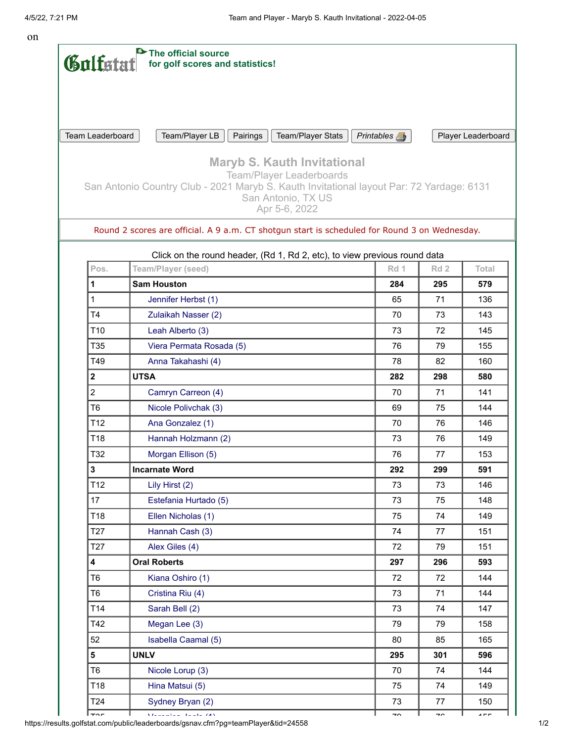on

Golfstat The official source for golf scores and statistics!

Team Leaderboard | Team/Player LB | Pairings | Team/Player Stats | *Printables* | Player Leaderboard

# Maryb S. Kauth Invitational

Team/Player Leaderboards

San Antonio Country Club - 2021 Maryb S. Kauth Invitational layout Par: 72 Yardage: 6131

San Antonio, TX US

Apr 5-6, 2022

Round 2 scores are official. A 9 a.m. CT shotgun start is scheduled for Round 3 on Wednesday.

Click on the round header, (Rd 1, Rd 2, etc), to view previous round data

| Pos. | Team/Player (seed) | Rd 1 | Rd 2 | Total |
|---|---|---|---|---|
| **1** | **Sam Houston** | **284** | **295** | **579** |
| 1 | Jennifer Herbst (1) | 65 | 71 | 136 |
| T4 | Zulaikah Nasser (2) | 70 | 73 | 143 |
| T10 | Leah Alberto (3) | 73 | 72 | 145 |
| T35 | Viera Permata Rosada (5) | 76 | 79 | 155 |
| T49 | Anna Takahashi (4) | 78 | 82 | 160 |
| **2** | **UTSA** | **282** | **298** | **580** |
| 2 | Camryn Carreon (4) | 70 | 71 | 141 |
| T6 | Nicole Polivchak (3) | 69 | 75 | 144 |
| T12 | Ana Gonzalez (1) | 70 | 76 | 146 |
| T18 | Hannah Holzmann (2) | 73 | 76 | 149 |
| T32 | Morgan Ellison (5) | 76 | 77 | 153 |
| **3** | **Incarnate Word** | **292** | **299** | **591** |
| T12 | Lily Hirst (2) | 73 | 73 | 146 |
| 17 | Estefania Hurtado (5) | 73 | 75 | 148 |
| T18 | Ellen Nicholas (1) | 75 | 74 | 149 |
| T27 | Hannah Cash (3) | 74 | 77 | 151 |
| T27 | Alex Giles (4) | 72 | 79 | 151 |
| **4** | **Oral Roberts** | **297** | **296** | **593** |
| T6 | Kiana Oshiro (1) | 72 | 72 | 144 |
| T6 | Cristina Riu (4) | 73 | 71 | 144 |
| T14 | Sarah Bell (2) | 73 | 74 | 147 |
| T42 | Megan Lee (3) | 79 | 79 | 158 |
| 52 | Isabella Caamal (5) | 80 | 85 | 165 |
| **5** | **UNLV** | **295** | **301** | **596** |
| T6 | Nicole Lorup (3) | 70 | 74 | 144 |
| T18 | Hina Matsui (5) | 75 | 74 | 149 |
| T24 | Sydney Bryan (2) | 73 | 77 | 150 |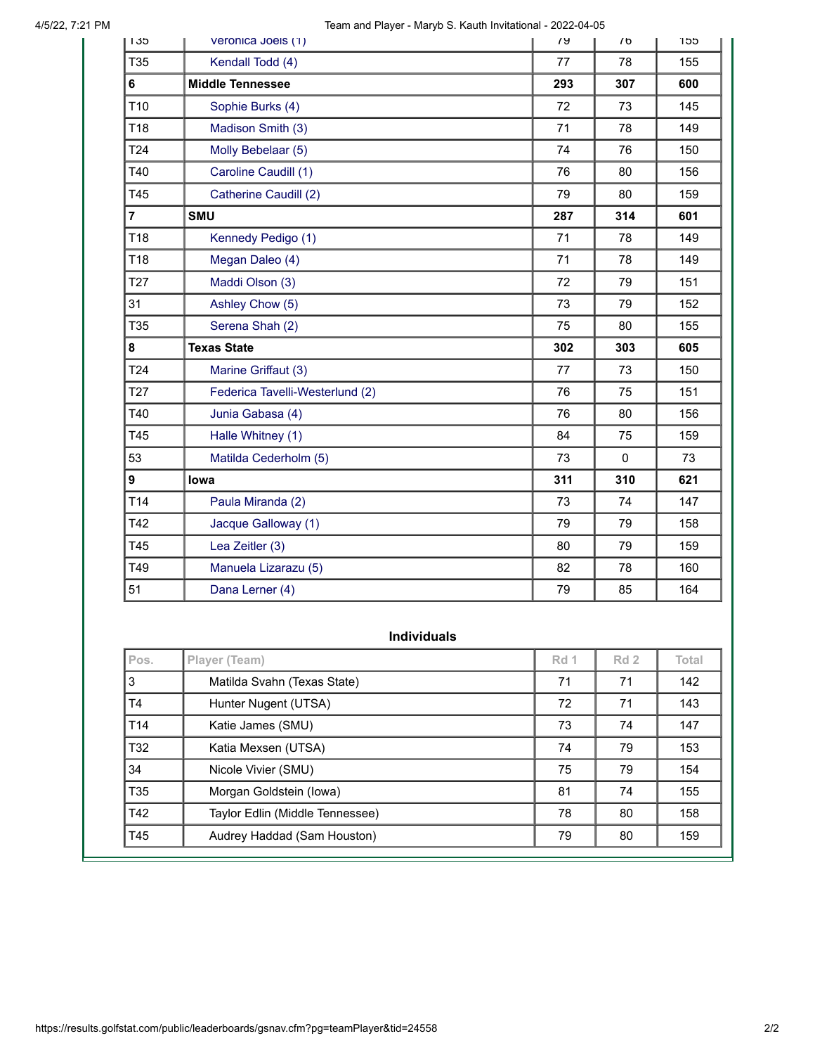| | | | | |
|---|---|---|---|---|
| T35 | Veronica Joels (1) | 79 | 76 | 155 |
| T35 | Kendall Todd (4) | 77 | 78 | 155 |
| **6** | **Middle Tennessee** | **293** | **307** | **600** |
| T10 | Sophie Burks (4) | 72 | 73 | 145 |
| T18 | Madison Smith (3) | 71 | 78 | 149 |
| T24 | Molly Bebelaar (5) | 74 | 76 | 150 |
| T40 | Caroline Caudill (1) | 76 | 80 | 156 |
| T45 | Catherine Caudill (2) | 79 | 80 | 159 |
| **7** | **SMU** | **287** | **314** | **601** |
| T18 | Kennedy Pedigo (1) | 71 | 78 | 149 |
| T18 | Megan Daleo (4) | 71 | 78 | 149 |
| T27 | Maddi Olson (3) | 72 | 79 | 151 |
| 31 | Ashley Chow (5) | 73 | 79 | 152 |
| T35 | Serena Shah (2) | 75 | 80 | 155 |
| **8** | **Texas State** | **302** | **303** | **605** |
| T24 | Marine Griffaut (3) | 77 | 73 | 150 |
| T27 | Federica Tavelli-Westerlund (2) | 76 | 75 | 151 |
| T40 | Junia Gabasa (4) | 76 | 80 | 156 |
| T45 | Halle Whitney (1) | 84 | 75 | 159 |
| 53 | Matilda Cederholm (5) | 73 | 0 | 73 |
| **9** | **Iowa** | **311** | **310** | **621** |
| T14 | Paula Miranda (2) | 73 | 74 | 147 |
| T42 | Jacque Galloway (1) | 79 | 79 | 158 |
| T45 | Lea Zeitler (3) | 80 | 79 | 159 |
| T49 | Manuela Lizarazu (5) | 82 | 78 | 160 |
| 51 | Dana Lerner (4) | 79 | 85 | 164 |

### Individuals

| Pos. | Player (Team) | Rd 1 | Rd 2 | Total |
|---|---|---|---|---|
| 3 | Matilda Svahn (Texas State) | 71 | 71 | 142 |
| T4 | Hunter Nugent (UTSA) | 72 | 71 | 143 |
| T14 | Katie James (SMU) | 73 | 74 | 147 |
| T32 | Katia Mexsen (UTSA) | 74 | 79 | 153 |
| 34 | Nicole Vivier (SMU) | 75 | 79 | 154 |
| T35 | Morgan Goldstein (Iowa) | 81 | 74 | 155 |
| T42 | Taylor Edlin (Middle Tennessee) | 78 | 80 | 158 |
| T45 | Audrey Haddad (Sam Houston) | 79 | 80 | 159 |